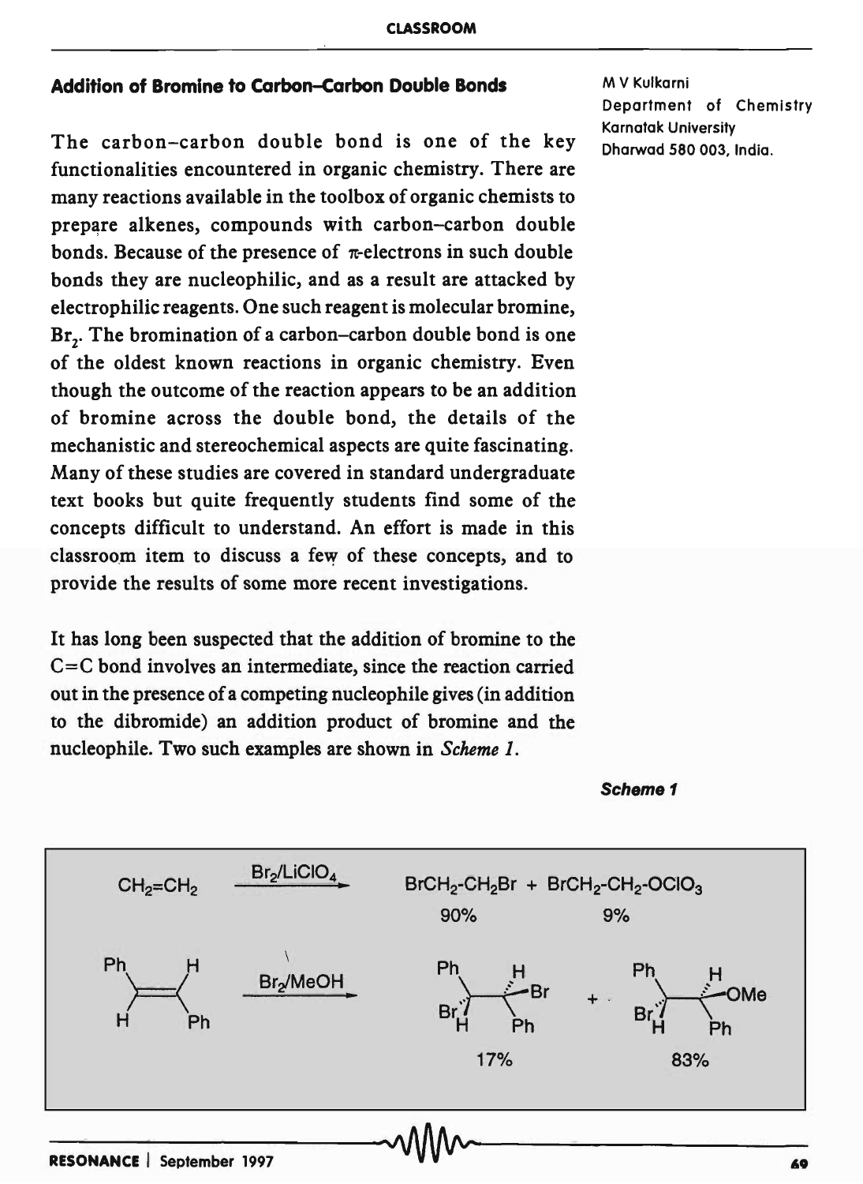## Addition of Bromine to Carbon–Carbon Double Bonds

M V Kulkarni
Department of Chemistry
Karnatak University
Dharwad 580 003, India.

The carbon–carbon double bond is one of the key functionalities encountered in organic chemistry. There are many reactions available in the toolbox of organic chemists to prepare alkenes, compounds with carbon–carbon double bonds. Because of the presence of $\pi$-electrons in such double bonds they are nucleophilic, and as a result are attacked by electrophilic reagents. One such reagent is molecular bromine, $Br_2$. The bromination of a carbon–carbon double bond is one of the oldest known reactions in organic chemistry. Even though the outcome of the reaction appears to be an addition of bromine across the double bond, the details of the mechanistic and stereochemical aspects are quite fascinating. Many of these studies are covered in standard undergraduate text books but quite frequently students find some of the concepts difficult to understand. An effort is made in this classroom item to discuss a few of these concepts, and to provide the results of some more recent investigations.

It has long been suspected that the addition of bromine to the C=C bond involves an intermediate, since the reaction carried out in the presence of a competing nucleophile gives (in addition to the dibromide) an addition product of bromine and the nucleophile. Two such examples are shown in *Scheme 1*.

**Scheme 1**

$CH_2$=$CH_2$ $\xrightarrow{Br_2/LiClO_4}$ $BrCH_2$-$CH_2Br$ (90%) + $BrCH_2$-$CH_2$-$OClO_3$ (9%)

(E)-PhCH=CHPh $\xrightarrow{Br_2/MeOH}$ PhCH(Br)–CH(Br)Ph (17%) + PhCH(Br)–CH(OMe)Ph (83%)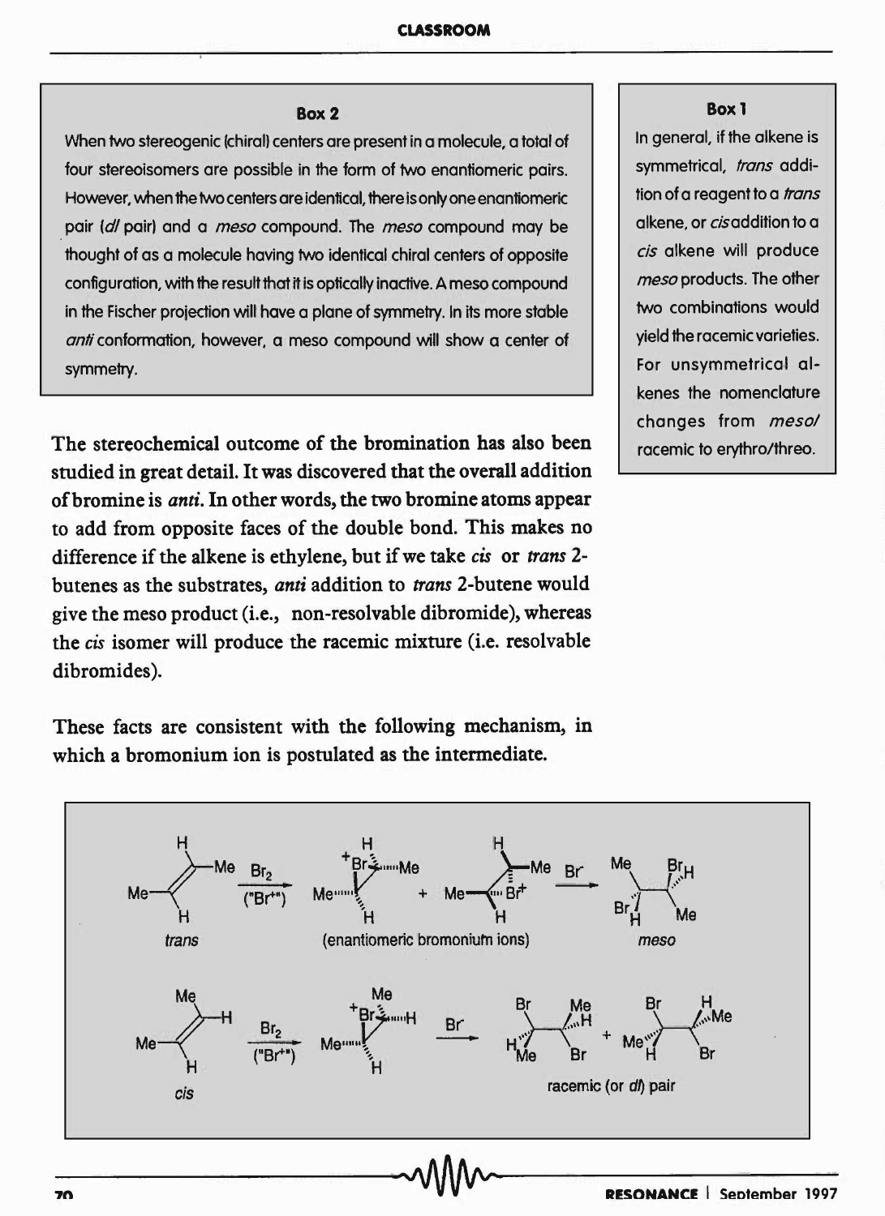**Box 2**

When two stereogenic (chiral) centers are present in a molecule, a total of four stereoisomers are possible in the form of two enantiomeric pairs. However, when the two centers are identical, there is only one enantiomeric pair (*dl* pair) and a *meso* compound. The *meso* compound may be thought of as a molecule having two identical chiral centers of opposite configuration, with the result that it is optically inactive. A meso compound in the Fischer projection will have a plane of symmetry. In its more stable *anti* conformation, however, a meso compound will show a center of symmetry.

**Box 1**

In general, if the alkene is symmetrical, *trans* addition of a reagent to a *trans* alkene, or *cis* addition to a *cis* alkene will produce *meso* products. The other two combinations would yield the racemic varieties. For unsymmetrical alkenes the nomenclature changes from *meso*/racemic to erythro/threo.

The stereochemical outcome of the bromination has also been studied in great detail. It was discovered that the overall addition of bromine is *anti*. In other words, the two bromine atoms appear to add from opposite faces of the double bond. This makes no difference if the alkene is ethylene, but if we take *cis* or *trans* 2-butenes as the substrates, *anti* addition to *trans* 2-butene would give the meso product (i.e., non-resolvable dibromide), whereas the *cis* isomer will produce the racemic mixture (i.e. resolvable dibromides).

These facts are consistent with the following mechanism, in which a bromonium ion is postulated as the intermediate.

*trans* $\xrightarrow[\text{("Br}^+\text{")}]{Br_2}$ (enantiomeric bromonium ions) $\xrightarrow{Br^-}$ *meso*

*cis* $\xrightarrow[\text{("Br}^+\text{")}]{Br_2}$ bromonium ion $\xrightarrow{Br^-}$ racemic (or *dl*) pair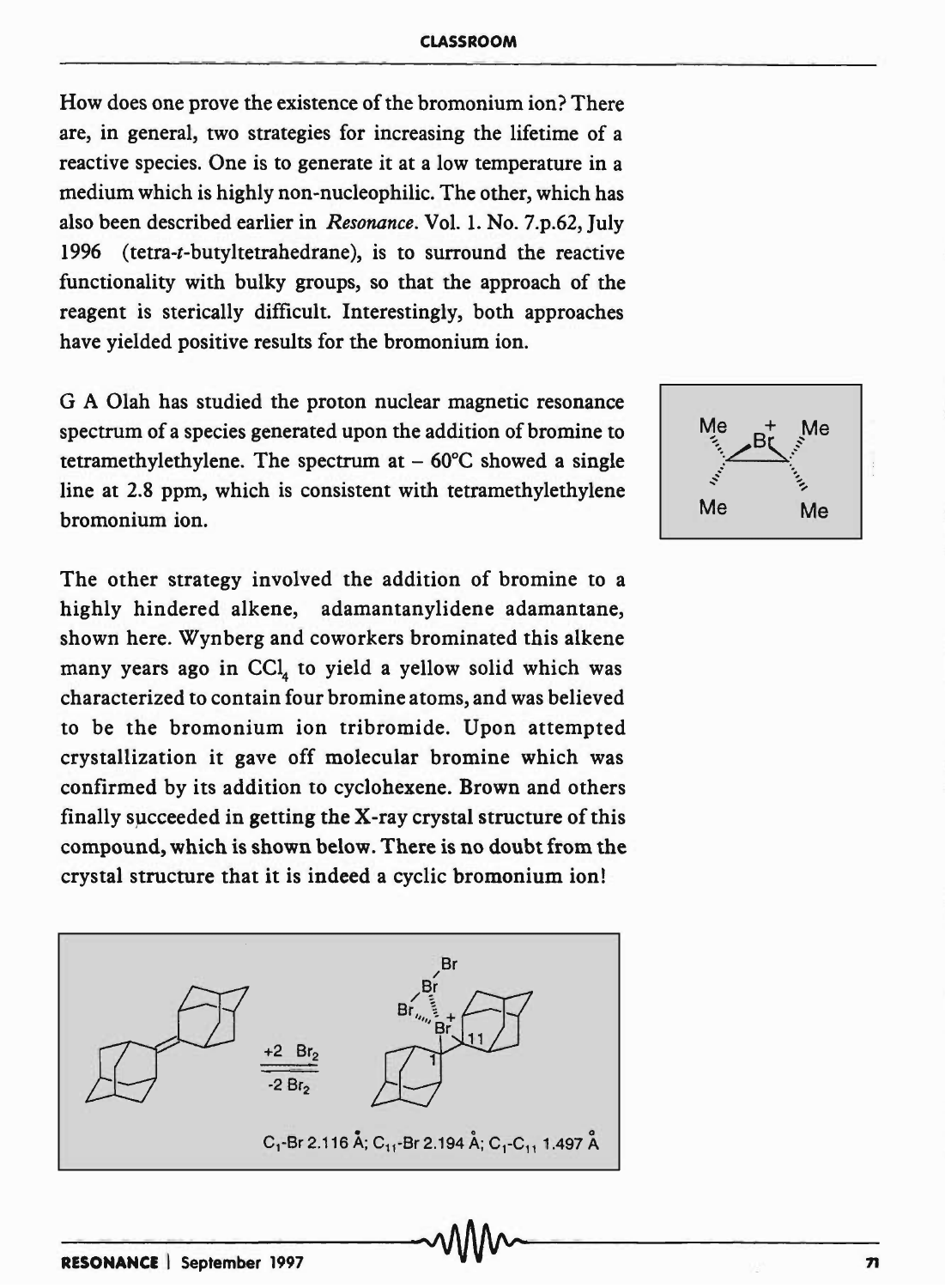How does one prove the existence of the bromonium ion? There are, in general, two strategies for increasing the lifetime of a reactive species. One is to generate it at a low temperature in a medium which is highly non-nucleophilic. The other, which has also been described earlier in *Resonance*. Vol. 1. No. 7.p.62, July 1996 (tetra-*t*-butyltetrahedrane), is to surround the reactive functionality with bulky groups, so that the approach of the reagent is sterically difficult. Interestingly, both approaches have yielded positive results for the bromonium ion.

G A Olah has studied the proton nuclear magnetic resonance spectrum of a species generated upon the addition of bromine to tetramethylethylene. The spectrum at – 60°C showed a single line at 2.8 ppm, which is consistent with tetramethylethylene bromonium ion.

The other strategy involved the addition of bromine to a highly hindered alkene, adamantanylidene adamantane, shown here. Wynberg and coworkers brominated this alkene many years ago in $CCl_4$ to yield a yellow solid which was characterized to contain four bromine atoms, and was believed to be the bromonium ion tribromide. Upon attempted crystallization it gave off molecular bromine which was confirmed by its addition to cyclohexene. Brown and others finally succeeded in getting the X-ray crystal structure of this compound, which is shown below. There is no doubt from the crystal structure that it is indeed a cyclic bromonium ion!

$+2\ Br_2$ / $-2\ Br_2$

$C_1$-Br 2.116 Å; $C_{11}$-Br 2.194 Å; $C_1$-$C_{11}$ 1.497 Å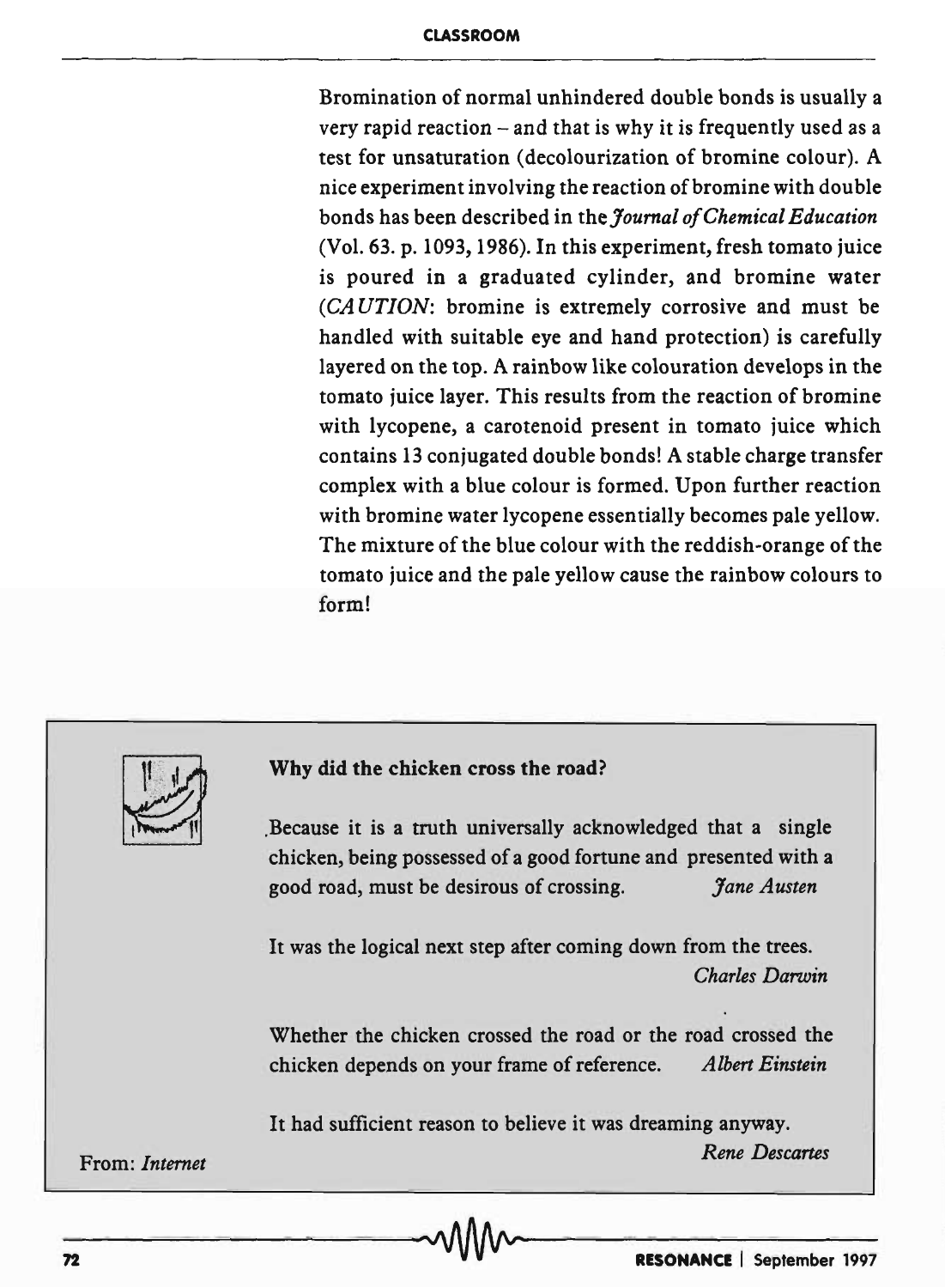Bromination of normal unhindered double bonds is usually a very rapid reaction – and that is why it is frequently used as a test for unsaturation (decolourization of bromine colour). A nice experiment involving the reaction of bromine with double bonds has been described in the *Journal of Chemical Education* (Vol. 63. p. 1093, 1986). In this experiment, fresh tomato juice is poured in a graduated cylinder, and bromine water (*CAUTION*: bromine is extremely corrosive and must be handled with suitable eye and hand protection) is carefully layered on the top. A rainbow like colouration develops in the tomato juice layer. This results from the reaction of bromine with lycopene, a carotenoid present in tomato juice which contains 13 conjugated double bonds! A stable charge transfer complex with a blue colour is formed. Upon further reaction with bromine water lycopene essentially becomes pale yellow. The mixture of the blue colour with the reddish-orange of the tomato juice and the pale yellow cause the rainbow colours to form!

**Why did the chicken cross the road?**

Because it is a truth universally acknowledged that a single chicken, being possessed of a good fortune and presented with a good road, must be desirous of crossing. *Jane Austen*

It was the logical next step after coming down from the trees. *Charles Darwin*

Whether the chicken crossed the road or the road crossed the chicken depends on your frame of reference. *Albert Einstein*

It had sufficient reason to believe it was dreaming anyway. *Rene Descartes*

From: *Internet*